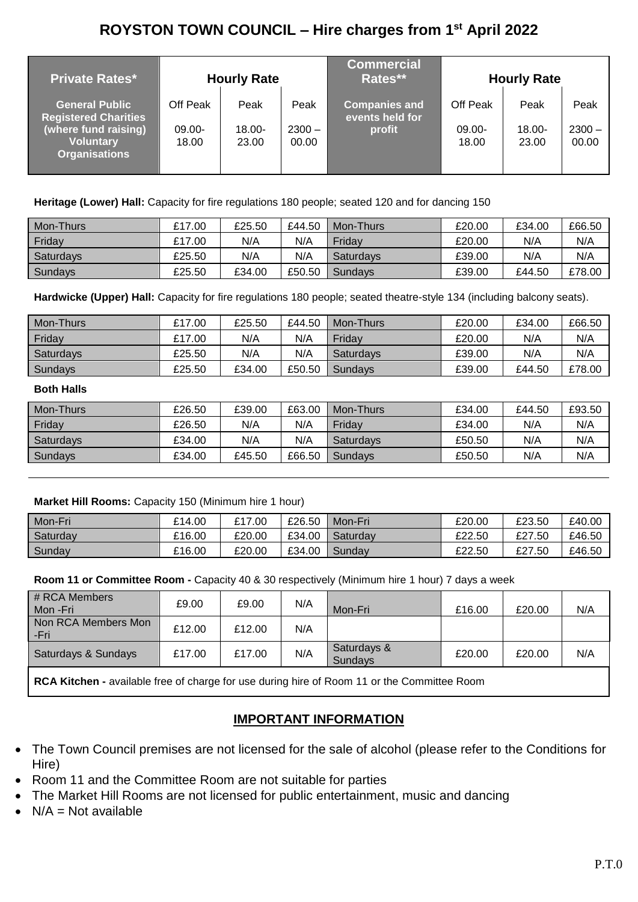# ROYSTON TOWN COUNCIL – Hire charges from 1st April 2022

| Private Rates* | Hourly Rate | | | Commercial Rates** | Hourly Rate | | |
|---|---|---|---|---|---|---|---|
| General Public Registered Charities (where fund raising) Voluntary Organisations | Off Peak 09.00-18.00 | Peak 18.00-23.00 | Peak 2300 – 00.00 | Companies and events held for profit | Off Peak 09.00-18.00 | Peak 18.00-23.00 | Peak 2300 – 00.00 |

**Heritage (Lower) Hall:** Capacity for fire regulations 180 people; seated 120 and for dancing 150

| | Off Peak 09.00-18.00 | Peak 18.00-23.00 | Peak 2300 – 00.00 | | Off Peak 09.00-18.00 | Peak 18.00-23.00 | Peak 2300 – 00.00 |
|---|---|---|---|---|---|---|---|
| Mon-Thurs | £17.00 | £25.50 | £44.50 | Mon-Thurs | £20.00 | £34.00 | £66.50 |
| Friday | £17.00 | N/A | N/A | Friday | £20.00 | N/A | N/A |
| Saturdays | £25.50 | N/A | N/A | Saturdays | £39.00 | N/A | N/A |
| Sundays | £25.50 | £34.00 | £50.50 | Sundays | £39.00 | £44.50 | £78.00 |

**Hardwicke (Upper) Hall:** Capacity for fire regulations 180 people; seated theatre-style 134 (including balcony seats).

| | Off Peak 09.00-18.00 | Peak 18.00-23.00 | Peak 2300 – 00.00 | | Off Peak 09.00-18.00 | Peak 18.00-23.00 | Peak 2300 – 00.00 |
|---|---|---|---|---|---|---|---|
| Mon-Thurs | £17.00 | £25.50 | £44.50 | Mon-Thurs | £20.00 | £34.00 | £66.50 |
| Friday | £17.00 | N/A | N/A | Friday | £20.00 | N/A | N/A |
| Saturdays | £25.50 | N/A | N/A | Saturdays | £39.00 | N/A | N/A |
| Sundays | £25.50 | £34.00 | £50.50 | Sundays | £39.00 | £44.50 | £78.00 |

**Both Halls**

| | Off Peak 09.00-18.00 | Peak 18.00-23.00 | Peak 2300 – 00.00 | | Off Peak 09.00-18.00 | Peak 18.00-23.00 | Peak 2300 – 00.00 |
|---|---|---|---|---|---|---|---|
| Mon-Thurs | £26.50 | £39.00 | £63.00 | Mon-Thurs | £34.00 | £44.50 | £93.50 |
| Friday | £26.50 | N/A | N/A | Friday | £34.00 | N/A | N/A |
| Saturdays | £34.00 | N/A | N/A | Saturdays | £50.50 | N/A | N/A |
| Sundays | £34.00 | £45.50 | £66.50 | Sundays | £50.50 | N/A | N/A |

**Market Hill Rooms:** Capacity 150 (Minimum hire 1 hour)

| | Off Peak 09.00-18.00 | Peak 18.00-23.00 | Peak 2300 – 00.00 | | Off Peak 09.00-18.00 | Peak 18.00-23.00 | Peak 2300 – 00.00 |
|---|---|---|---|---|---|---|---|
| Mon-Fri | £14.00 | £17.00 | £26.50 | Mon-Fri | £20.00 | £23.50 | £40.00 |
| Saturday | £16.00 | £20.00 | £34.00 | Saturday | £22.50 | £27.50 | £46.50 |
| Sunday | £16.00 | £20.00 | £34.00 | Sunday | £22.50 | £27.50 | £46.50 |

**Room 11 or Committee Room -** Capacity 40 & 30 respectively (Minimum hire 1 hour) 7 days a week

| | Off Peak 09.00-18.00 | Peak 18.00-23.00 | Peak 2300 – 00.00 | | Off Peak 09.00-18.00 | Peak 18.00-23.00 | Peak 2300 – 00.00 |
|---|---|---|---|---|---|---|---|
| # RCA Members Mon -Fri | £9.00 | £9.00 | N/A | Mon-Fri | £16.00 | £20.00 | N/A |
| Non RCA Members Mon -Fri | £12.00 | £12.00 | N/A | | | | |
| Saturdays & Sundays | £17.00 | £17.00 | N/A | Saturdays & Sundays | £20.00 | £20.00 | N/A |

**RCA Kitchen -** available free of charge for use during hire of Room 11 or the Committee Room

## IMPORTANT INFORMATION

- The Town Council premises are not licensed for the sale of alcohol (please refer to the Conditions for Hire)
- Room 11 and the Committee Room are not suitable for parties
- The Market Hill Rooms are not licensed for public entertainment, music and dancing
- N/A = Not available

P.T.0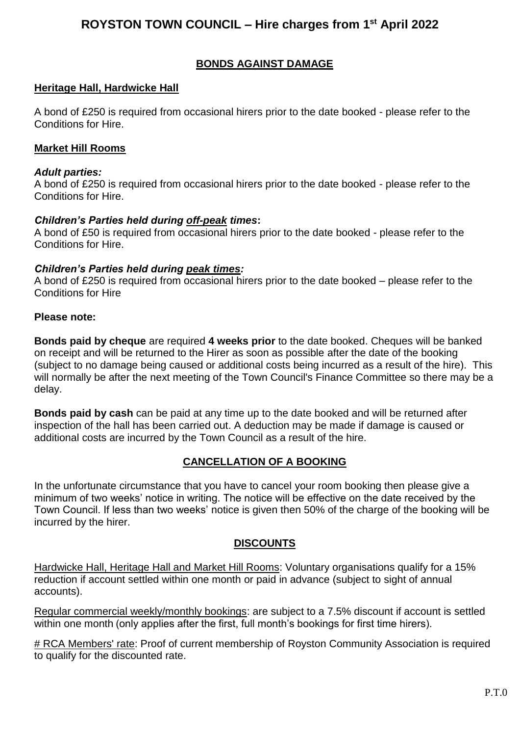# ROYSTON TOWN COUNCIL – Hire charges from 1st April 2022

## BONDS AGAINST DAMAGE

### Heritage Hall, Hardwicke Hall

A bond of £250 is required from occasional hirers prior to the date booked - please refer to the Conditions for Hire.

### Market Hill Rooms

***Adult parties:***
A bond of £250 is required from occasional hirers prior to the date booked - please refer to the Conditions for Hire.

***Children's Parties held during off-peak times:***
A bond of £50 is required from occasional hirers prior to the date booked - please refer to the Conditions for Hire.

***Children's Parties held during peak times:***
A bond of £250 is required from occasional hirers prior to the date booked – please refer to the Conditions for Hire

**Please note:**

**Bonds paid by cheque** are required **4 weeks prior** to the date booked. Cheques will be banked on receipt and will be returned to the Hirer as soon as possible after the date of the booking (subject to no damage being caused or additional costs being incurred as a result of the hire). This will normally be after the next meeting of the Town Council's Finance Committee so there may be a delay.

**Bonds paid by cash** can be paid at any time up to the date booked and will be returned after inspection of the hall has been carried out. A deduction may be made if damage is caused or additional costs are incurred by the Town Council as a result of the hire.

## CANCELLATION OF A BOOKING

In the unfortunate circumstance that you have to cancel your room booking then please give a minimum of two weeks' notice in writing. The notice will be effective on the date received by the Town Council. If less than two weeks' notice is given then 50% of the charge of the booking will be incurred by the hirer.

## DISCOUNTS

Hardwicke Hall, Heritage Hall and Market Hill Rooms: Voluntary organisations qualify for a 15% reduction if account settled within one month or paid in advance (subject to sight of annual accounts).

Regular commercial weekly/monthly bookings: are subject to a 7.5% discount if account is settled within one month (only applies after the first, full month's bookings for first time hirers).

# RCA Members' rate: Proof of current membership of Royston Community Association is required to qualify for the discounted rate.

P.T.0